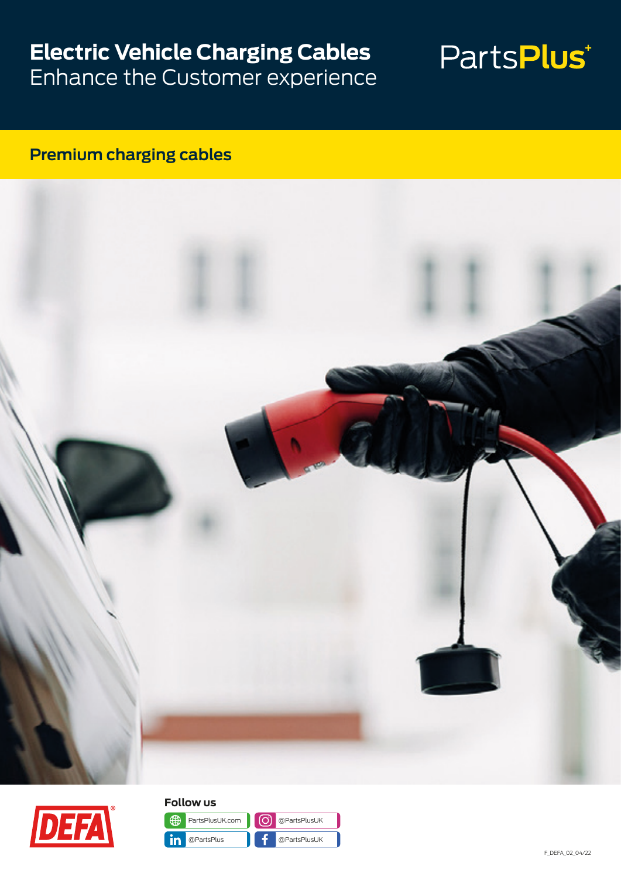# Electric Vehicle Charging Cables

Enhance the Customer experience

PartsPlus

## Premium charging cables

DEFA

**Follow us**

PartsPlusUK.com

@PartsPlusUK

@PartsPlus

@PartsPlusUK

F_DEFA_02_04/22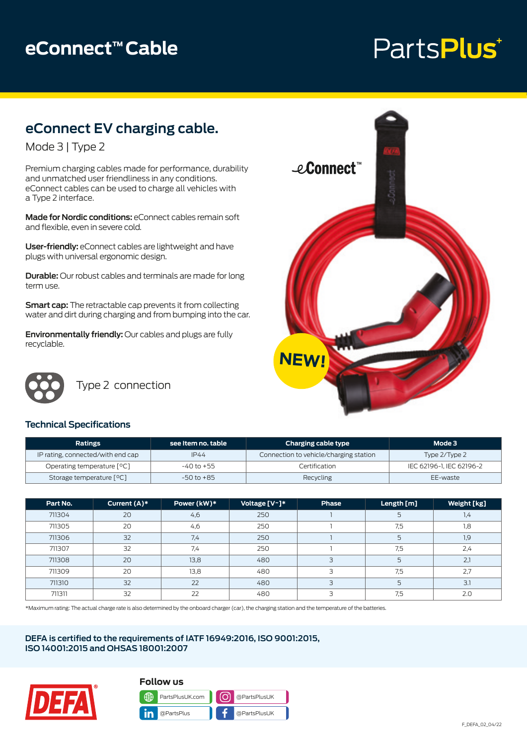# eConnect™ Cable

PartsPlus+

## eConnect EV charging cable.

Mode 3 | Type 2

Premium charging cables made for performance, durability and unmatched user friendliness in any conditions. eConnect cables can be used to charge all vehicles with a Type 2 interface.

**Made for Nordic conditions:** eConnect cables remain soft and flexible, even in severe cold.

**User-friendly:** eConnect cables are lightweight and have plugs with universal ergonomic design.

**Durable:** Our robust cables and terminals are made for long term use.

**Smart cap:** The retractable cap prevents it from collecting water and dirt during charging and from bumping into the car.

**Environmentally friendly:** Our cables and plugs are fully recyclable.

Type 2 connection

NEW!

### Technical Specifications

| Ratings | see Item no. table | Charging cable type | Mode 3 |
|---|---|---|---|
| IP rating, connected/with end cap | IP44 | Connection to vehicle/charging station | Type 2/Type 2 |
| Operating temperature [°C] | -40 to +55 | Certification | IEC 62196-1, IEC 62196-2 |
| Storage temperature [°C] | -50 to +85 | Recycling | EE-waste |

| Part No. | Current (A)* | Power (kW)* | Voltage [V~]* | Phase | Length [m] | Weight [kg] |
|---|---|---|---|---|---|---|
| 711304 | 20 | 4,6 | 250 | 1 | 5 | 1,4 |
| 711305 | 20 | 4,6 | 250 | 1 | 7,5 | 1,8 |
| 711306 | 32 | 7,4 | 250 | 1 | 5 | 1,9 |
| 711307 | 32 | 7,4 | 250 | 1 | 7,5 | 2,4 |
| 711308 | 20 | 13,8 | 480 | 3 | 5 | 2,1 |
| 711309 | 20 | 13,8 | 480 | 3 | 7,5 | 2,7 |
| 711310 | 32 | 22 | 480 | 3 | 5 | 3.1 |
| 711311 | 32 | 22 | 480 | 3 | 7,5 | 2.0 |

*Maximum rating: The actual charge rate is also determined by the onboard charger (car), the charging station and the temperature of the batteries.

**DEFA is certified to the requirements of IATF 16949:2016, ISO 9001:2015, ISO 14001:2015 and OHSAS 18001:2007**

DEFA®

**Follow us**

PartsPlusUK.com
@PartsPlusUK
@PartsPlus
@PartsPlusUK

F_DEFA_02_04/22